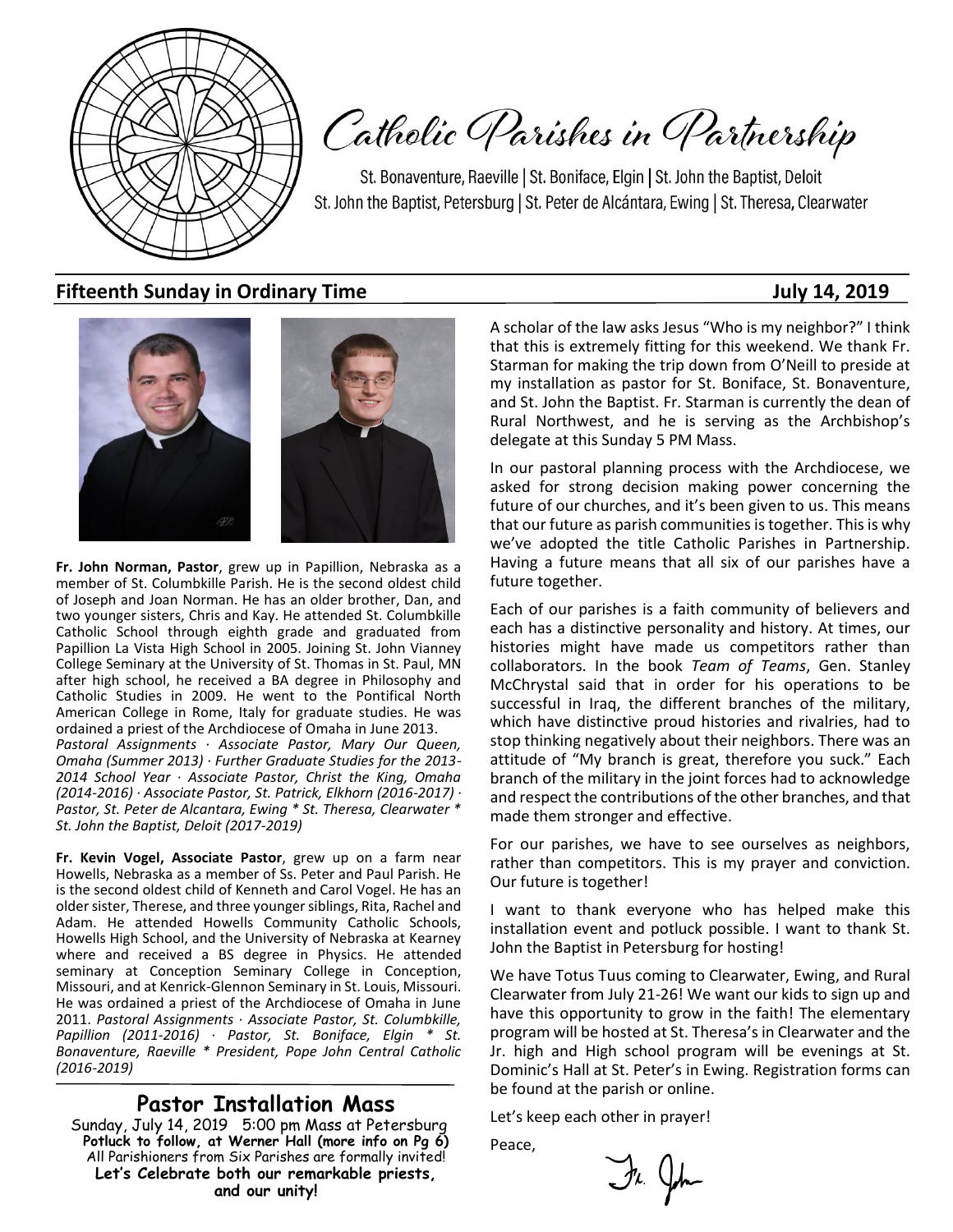# Catholic Parishes in Partnership

St. Bonaventure, Raeville | St. Boniface, Elgin | St. John the Baptist, Deloit
St. John the Baptist, Petersburg | St. Peter de Alcántara, Ewing | St. Theresa, Clearwater

## Fifteenth Sunday in Ordinary Time — July 14, 2019

**Fr. John Norman, Pastor**, grew up in Papillion, Nebraska as a member of St. Columbkille Parish. He is the second oldest child of Joseph and Joan Norman. He has an older brother, Dan, and two younger sisters, Chris and Kay. He attended St. Columbkille Catholic School through eighth grade and graduated from Papillion La Vista High School in 2005. Joining St. John Vianney College Seminary at the University of St. Thomas in St. Paul, MN after high school, he received a BA degree in Philosophy and Catholic Studies in 2009. He went to the Pontifical North American College in Rome, Italy for graduate studies. He was ordained a priest of the Archdiocese of Omaha in June 2013. *Pastoral Assignments · Associate Pastor, Mary Our Queen, Omaha (Summer 2013) · Further Graduate Studies for the 2013-2014 School Year · Associate Pastor, Christ the King, Omaha (2014-2016) · Associate Pastor, St. Patrick, Elkhorn (2016-2017) · Pastor, St. Peter de Alcantara, Ewing * St. Theresa, Clearwater * St. John the Baptist, Deloit (2017-2019)*

**Fr. Kevin Vogel, Associate Pastor**, grew up on a farm near Howells, Nebraska as a member of Ss. Peter and Paul Parish. He is the second oldest child of Kenneth and Carol Vogel. He has an older sister, Therese, and three younger siblings, Rita, Rachel and Adam. He attended Howells Community Catholic Schools, Howells High School, and the University of Nebraska at Kearney where and received a BS degree in Physics. He attended seminary at Conception Seminary College in Conception, Missouri, and at Kenrick-Glennon Seminary in St. Louis, Missouri. He was ordained a priest of the Archdiocese of Omaha in June 2011. *Pastoral Assignments · Associate Pastor, St. Columbkille, Papillion (2011-2016) · Pastor, St. Boniface, Elgin * St. Bonaventure, Raeville * President, Pope John Central Catholic (2016-2019)*

### Pastor Installation Mass

Sunday, July 14, 2019 5:00 pm Mass at Petersburg
**Potluck to follow, at Werner Hall (more info on Pg 6)**
All Parishioners from Six Parishes are formally invited!
**Let's Celebrate both our remarkable priests, and our unity!**

A scholar of the law asks Jesus "Who is my neighbor?" I think that this is extremely fitting for this weekend. We thank Fr. Starman for making the trip down from O'Neill to preside at my installation as pastor for St. Boniface, St. Bonaventure, and St. John the Baptist. Fr. Starman is currently the dean of Rural Northwest, and he is serving as the Archbishop's delegate at this Sunday 5 PM Mass.

In our pastoral planning process with the Archdiocese, we asked for strong decision making power concerning the future of our churches, and it's been given to us. This means that our future as parish communities is together. This is why we've adopted the title Catholic Parishes in Partnership. Having a future means that all six of our parishes have a future together.

Each of our parishes is a faith community of believers and each has a distinctive personality and history. At times, our histories might have made us competitors rather than collaborators. In the book *Team of Teams*, Gen. Stanley McChrystal said that in order for his operations to be successful in Iraq, the different branches of the military, which have distinctive proud histories and rivalries, had to stop thinking negatively about their neighbors. There was an attitude of "My branch is great, therefore you suck." Each branch of the military in the joint forces had to acknowledge and respect the contributions of the other branches, and that made them stronger and effective.

For our parishes, we have to see ourselves as neighbors, rather than competitors. This is my prayer and conviction. Our future is together!

I want to thank everyone who has helped make this installation event and potluck possible. I want to thank St. John the Baptist in Petersburg for hosting!

We have Totus Tuus coming to Clearwater, Ewing, and Rural Clearwater from July 21-26! We want our kids to sign up and have this opportunity to grow in the faith! The elementary program will be hosted at St. Theresa's in Clearwater and the Jr. high and High school program will be evenings at St. Dominic's Hall at St. Peter's in Ewing. Registration forms can be found at the parish or online.

Let's keep each other in prayer!

Peace,

Fr. John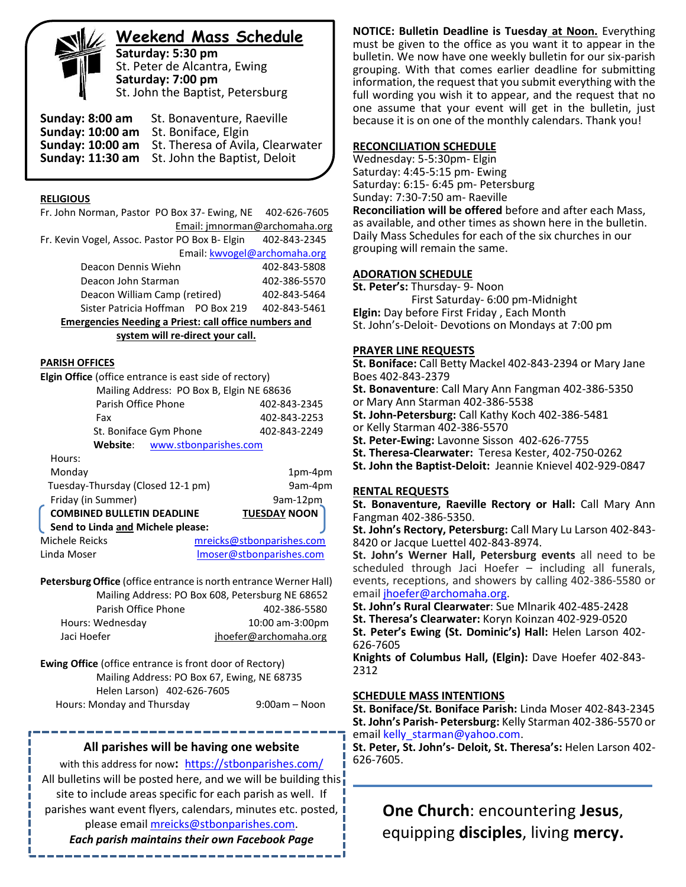## Weekend Mass Schedule

**Saturday: 5:30 pm**
St. Peter de Alcantra, Ewing
**Saturday: 7:00 pm**
St. John the Baptist, Petersburg

**Sunday: 8:00 am** St. Bonaventure, Raeville
**Sunday: 10:00 am** St. Boniface, Elgin
**Sunday: 10:00 am** St. Theresa of Avila, Clearwater
**Sunday: 11:30 am** St. John the Baptist, Deloit

**RELIGIOUS**

Fr. John Norman, Pastor PO Box 37- Ewing, NE 402-626-7605
Email: jmnorman@archomaha.org
Fr. Kevin Vogel, Assoc. Pastor PO Box B- Elgin 402-843-2345
Email: kwvogel@archomaha.org

| | |
|---|---|
| Deacon Dennis Wiehn | 402-843-5808 |
| Deacon John Starman | 402-386-5570 |
| Deacon William Camp (retired) | 402-843-5464 |
| Sister Patricia Hoffman PO Box 219 | 402-843-5461 |

**Emergencies Needing a Priest: call office numbers and system will re-direct your call.**

**PARISH OFFICES**

**Elgin Office** (office entrance is east side of rectory)
Mailing Address: PO Box B, Elgin NE 68636

| | |
|---|---|
| Parish Office Phone | 402-843-2345 |
| Fax | 402-843-2253 |
| St. Boniface Gym Phone | 402-843-2249 |

**Website**: www.stbonparishes.com

Hours:

| | |
|---|---|
| Monday | 1pm-4pm |
| Tuesday-Thursday (Closed 12-1 pm) | 9am-4pm |
| Friday (in Summer) | 9am-12pm |

**COMBINED BULLETIN DEADLINE** **TUESDAY NOON**
**Send to Linda and Michele please:**

| | |
|---|---|
| Michele Reicks | mreicks@stbonparishes.com |
| Linda Moser | lmoser@stbonparishes.com |

**Petersburg Office** (office entrance is north entrance Werner Hall)
Mailing Address: PO Box 608, Petersburg NE 68652

| | |
|---|---|
| Parish Office Phone | 402-386-5580 |
| Hours: Wednesday | 10:00 am-3:00pm |
| Jaci Hoefer | jhoefer@archomaha.org |

**Ewing Office** (office entrance is front door of Rectory)
Mailing Address: PO Box 67, Ewing, NE 68735
Helen Larson) 402-626-7605
Hours: Monday and Thursday 9:00am – Noon

**All parishes will be having one website**

with this address for now**:** https://stbonparishes.com/
All bulletins will be posted here, and we will be building this site to include areas specific for each parish as well. If parishes want event flyers, calendars, minutes etc. posted, please email mreicks@stbonparishes.com.
***Each parish maintains their own Facebook Page***

**NOTICE: Bulletin Deadline is Tuesday at Noon.** Everything must be given to the office as you want it to appear in the bulletin. We now have one weekly bulletin for our six-parish grouping. With that comes earlier deadline for submitting information, the request that you submit everything with the full wording you wish it to appear, and the request that no one assume that your event will get in the bulletin, just because it is on one of the monthly calendars. Thank you!

**RECONCILIATION SCHEDULE**

Wednesday: 5-5:30pm- Elgin
Saturday: 4:45-5:15 pm- Ewing
Saturday: 6:15- 6:45 pm- Petersburg
Sunday: 7:30-7:50 am- Raeville
**Reconciliation will be offered** before and after each Mass, as available, and other times as shown here in the bulletin. Daily Mass Schedules for each of the six churches in our grouping will remain the same.

**ADORATION SCHEDULE**

**St. Peter's:** Thursday- 9- Noon
First Saturday- 6:00 pm-Midnight
**Elgin:** Day before First Friday , Each Month
St. John's-Deloit- Devotions on Mondays at 7:00 pm

**PRAYER LINE REQUESTS**

**St. Boniface:** Call Betty Mackel 402-843-2394 or Mary Jane Boes 402-843-2379
**St. Bonaventure**: Call Mary Ann Fangman 402-386-5350 or Mary Ann Starman 402-386-5538
**St. John-Petersburg:** Call Kathy Koch 402-386-5481 or Kelly Starman 402-386-5570
**St. Peter-Ewing:** Lavonne Sisson 402-626-7755
**St. Theresa-Clearwater:** Teresa Kester, 402-750-0262
**St. John the Baptist-Deloit:** Jeannie Knievel 402-929-0847

**RENTAL REQUESTS**

**St. Bonaventure, Raeville Rectory or Hall:** Call Mary Ann Fangman 402-386-5350.
**St. John's Rectory, Petersburg:** Call Mary Lu Larson 402-843-8420 or Jacque Luettel 402-843-8974.
**St. John's Werner Hall, Petersburg events** all need to be scheduled through Jaci Hoefer – including all funerals, events, receptions, and showers by calling 402-386-5580 or email jhoefer@archomaha.org.
**St. John's Rural Clearwater**: Sue Mlnarik 402-485-2428
**St. Theresa's Clearwater:** Koryn Koinzan 402-929-0520
**St. Peter's Ewing (St. Dominic's) Hall:** Helen Larson 402-626-7605
**Knights of Columbus Hall, (Elgin):** Dave Hoefer 402-843-2312

**SCHEDULE MASS INTENTIONS**

**St. Boniface/St. Boniface Parish:** Linda Moser 402-843-2345
**St. John's Parish- Petersburg:** Kelly Starman 402-386-5570 or email kelly_starman@yahoo.com.
**St. Peter, St. John's- Deloit, St. Theresa's:** Helen Larson 402-626-7605.

**One Church**: encountering **Jesus**, equipping **disciples**, living **mercy.**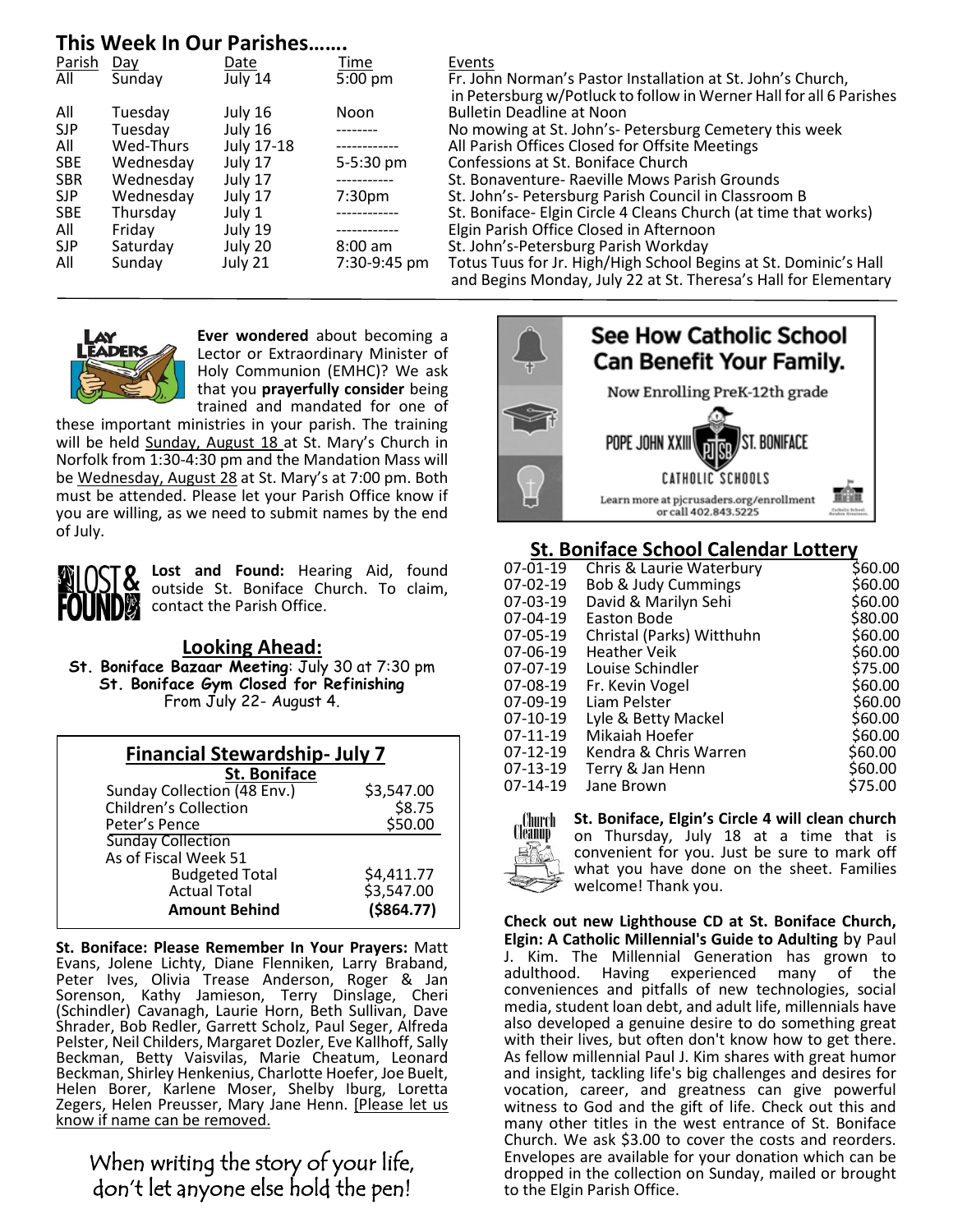## This Week In Our Parishes…….

| Parish | Day | Date | Time | Events |
|---|---|---|---|---|
| All | Sunday | July 14 | 5:00 pm | Fr. John Norman's Pastor Installation at St. John's Church, in Petersburg w/Potluck to follow in Werner Hall for all 6 Parishes |
| All | Tuesday | July 16 | Noon | Bulletin Deadline at Noon |
| SJP | Tuesday | July 16 | -------- | No mowing at St. John's- Petersburg Cemetery this week |
| All | Wed-Thurs | July 17-18 | ------------ | All Parish Offices Closed for Offsite Meetings |
| SBE | Wednesday | July 17 | 5-5:30 pm | Confessions at St. Boniface Church |
| SBR | Wednesday | July 17 | ----------- | St. Bonaventure- Raeville Mows Parish Grounds |
| SJP | Wednesday | July 17 | 7:30pm | St. John's- Petersburg Parish Council in Classroom B |
| SBE | Thursday | July 1 | ------------ | St. Boniface- Elgin Circle 4 Cleans Church (at time that works) |
| All | Friday | July 19 | ------------ | Elgin Parish Office Closed in Afternoon |
| SJP | Saturday | July 20 | 8:00 am | St. John's-Petersburg Parish Workday |
| All | Sunday | July 21 | 7:30-9:45 pm | Totus Tuus for Jr. High/High School Begins at St. Dominic's Hall and Begins Monday, July 22 at St. Theresa's Hall for Elementary |

**Ever wondered** about becoming a Lector or Extraordinary Minister of Holy Communion (EMHC)? We ask that you **prayerfully consider** being trained and mandated for one of these important ministries in your parish. The training will be held Sunday, August 18 at St. Mary's Church in Norfolk from 1:30-4:30 pm and the Mandation Mass will be Wednesday, August 28 at St. Mary's at 7:00 pm. Both must be attended. Please let your Parish Office know if you are willing, as we need to submit names by the end of July.

**Lost and Found:** Hearing Aid, found outside St. Boniface Church. To claim, contact the Parish Office.

### Looking Ahead:

**St. Boniface Bazaar Meeting**: July 30 at 7:30 pm
**St. Boniface Gym Closed for Refinishing**
From July 22- August 4.

### Financial Stewardship- July 7

| St. Boniface | |
|---|---|
| Sunday Collection (48 Env.) | $3,547.00 |
| Children's Collection | $8.75 |
| Peter's Pence | $50.00 |
| Sunday Collection As of Fiscal Week 51 | |
| Budgeted Total | $4,411.77 |
| Actual Total | $3,547.00 |
| **Amount Behind** | **($864.77)** |

**St. Boniface: Please Remember In Your Prayers:** Matt Evans, Jolene Lichty, Diane Flenniken, Larry Braband, Peter Ives, Olivia Trease Anderson, Roger & Jan Sorenson, Kathy Jamieson, Terry Dinslage, Cheri (Schindler) Cavanagh, Laurie Horn, Beth Sullivan, Dave Shrader, Bob Redler, Garrett Scholz, Paul Seger, Alfreda Pelster, Neil Childers, Margaret Dozler, Eve Kallhoff, Sally Beckman, Betty Vaisvilas, Marie Cheatum, Leonard Beckman, Shirley Henkenius, Charlotte Hoefer, Joe Buelt, Helen Borer, Karlene Moser, Shelby Iburg, Loretta Zegers, Helen Preusser, Mary Jane Henn. [Please let us know if name can be removed.

When writing the story of your life, don't let anyone else hold the pen!

**See How Catholic School Can Benefit Your Family.**

Now Enrolling PreK-12th grade

POPE JOHN XXIII ST. BONIFACE CATHOLIC SCHOOLS

Learn more at pjcrusaders.org/enrollment or call 402.843.5225

### St. Boniface School Calendar Lottery

| Date | Name | Amount |
|---|---|---|
| 07-01-19 | Chris & Laurie Waterbury | $60.00 |
| 07-02-19 | Bob & Judy Cummings | $60.00 |
| 07-03-19 | David & Marilyn Sehi | $60.00 |
| 07-04-19 | Easton Bode | $80.00 |
| 07-05-19 | Christal (Parks) Witthuhn | $60.00 |
| 07-06-19 | Heather Veik | $60.00 |
| 07-07-19 | Louise Schindler | $75.00 |
| 07-08-19 | Fr. Kevin Vogel | $60.00 |
| 07-09-19 | Liam Pelster | $60.00 |
| 07-10-19 | Lyle & Betty Mackel | $60.00 |
| 07-11-19 | Mikaiah Hoefer | $60.00 |
| 07-12-19 | Kendra & Chris Warren | $60.00 |
| 07-13-19 | Terry & Jan Henn | $60.00 |
| 07-14-19 | Jane Brown | $75.00 |

**St. Boniface, Elgin's Circle 4 will clean church** on Thursday, July 18 at a time that is convenient for you. Just be sure to mark off what you have done on the sheet. Families welcome! Thank you.

**Check out new Lighthouse CD at St. Boniface Church, Elgin: A Catholic Millennial's Guide to Adulting** by Paul J. Kim. The Millennial Generation has grown to adulthood. Having experienced many of the conveniences and pitfalls of new technologies, social media, student loan debt, and adult life, millennials have also developed a genuine desire to do something great with their lives, but often don't know how to get there. As fellow millennial Paul J. Kim shares with great humor and insight, tackling life's big challenges and desires for vocation, career, and greatness can give powerful witness to God and the gift of life. Check out this and many other titles in the west entrance of St. Boniface Church. We ask $3.00 to cover the costs and reorders. Envelopes are available for your donation which can be dropped in the collection on Sunday, mailed or brought to the Elgin Parish Office.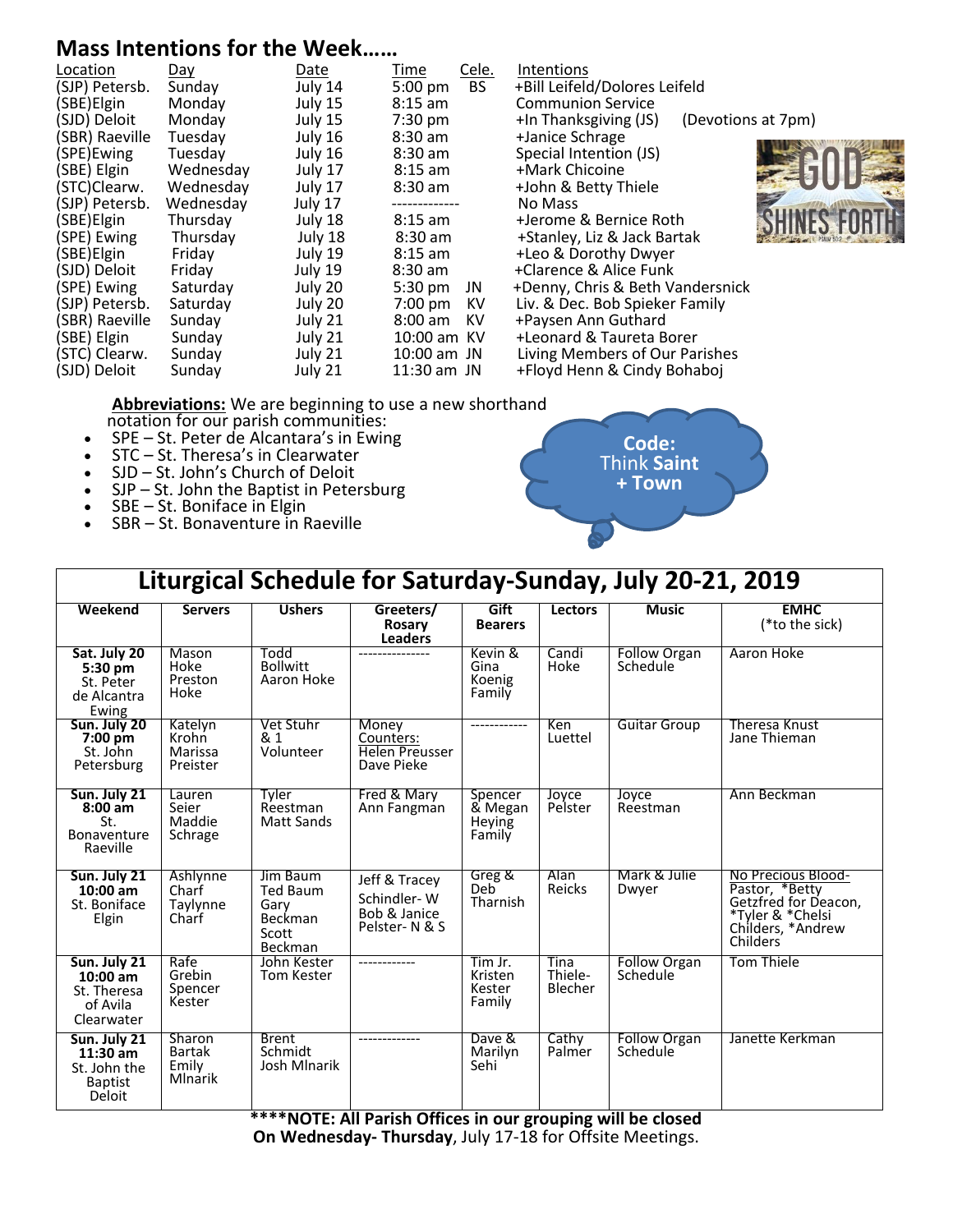## Mass Intentions for the Week……

| Location | Day | Date | Time | Cele. | Intentions |
|---|---|---|---|---|---|
| (SJP) Petersb. | Sunday | July 14 | 5:00 pm | BS | +Bill Leifeld/Dolores Leifeld |
| (SBE)Elgin | Monday | July 15 | 8:15 am | | Communion Service |
| (SJD) Deloit | Monday | July 15 | 7:30 pm | | +In Thanksgiving (JS) (Devotions at 7pm) |
| (SBR) Raeville | Tuesday | July 16 | 8:30 am | | +Janice Schrage |
| (SPE)Ewing | Tuesday | July 16 | 8:30 am | | Special Intention (JS) |
| (SBE) Elgin | Wednesday | July 17 | 8:15 am | | +Mark Chicoine |
| (STC)Clearw. | Wednesday | July 17 | 8:30 am | | +John & Betty Thiele |
| (SJP) Petersb. | Wednesday | July 17 | ------------- | | No Mass |
| (SBE)Elgin | Thursday | July 18 | 8:15 am | | +Jerome & Bernice Roth |
| (SPE) Ewing | Thursday | July 18 | 8:30 am | | +Stanley, Liz & Jack Bartak |
| (SBE)Elgin | Friday | July 19 | 8:15 am | | +Leo & Dorothy Dwyer |
| (SJD) Deloit | Friday | July 19 | 8:30 am | | +Clarence & Alice Funk |
| (SPE) Ewing | Saturday | July 20 | 5:30 pm | JN | +Denny, Chris & Beth Vandersnick |
| (SJP) Petersb. | Saturday | July 20 | 7:00 pm | KV | Liv. & Dec. Bob Spieker Family |
| (SBR) Raeville | Sunday | July 21 | 8:00 am | KV | +Paysen Ann Guthard |
| (SBE) Elgin | Sunday | July 21 | 10:00 am | KV | +Leonard & Taureta Borer |
| (STC) Clearw. | Sunday | July 21 | 10:00 am | JN | Living Members of Our Parishes |
| (SJD) Deloit | Sunday | July 21 | 11:30 am | JN | +Floyd Henn & Cindy Bohaboj |

GOD SHINES FORTH

**Abbreviations:** We are beginning to use a new shorthand notation for our parish communities:

- SPE – St. Peter de Alcantara's in Ewing
- STC – St. Theresa's in Clearwater
- SJD – St. John's Church of Deloit
- SJP – St. John the Baptist in Petersburg
- SBE – St. Boniface in Elgin
- SBR – St. Bonaventure in Raeville

**Code:** Think **Saint + Town**

## Liturgical Schedule for Saturday-Sunday, July 20-21, 2019

| Weekend | Servers | Ushers | Greeters/ Rosary Leaders | Gift Bearers | Lectors | Music | EMHC (*to the sick) |
|---|---|---|---|---|---|---|---|
| **Sat. July 20 5:30 pm** St. Peter de Alcantra Ewing | Mason Hoke Preston Hoke | Todd Bollwitt Aaron Hoke | --------------- | Kevin & Gina Koenig Family | Candi Hoke | Follow Organ Schedule | Aaron Hoke |
| **Sun. July 20 7:00 pm** St. John Petersburg | Katelyn Krohn Marissa Preister | Vet Stuhr & 1 Volunteer | Money Counters: Helen Preusser Dave Pieke | ------------ | Ken Luettel | Guitar Group | Theresa Knust Jane Thieman |
| **Sun. July 21 8:00 am** St. Bonaventure Raeville | Lauren Seier Maddie Schrage | Tyler Reestman Matt Sands | Fred & Mary Ann Fangman | Spencer & Megan Heying Family | Joyce Pelster | Joyce Reestman | Ann Beckman |
| **Sun. July 21 10:00 am** St. Boniface Elgin | Ashlynne Charf Taylynne Charf | Jim Baum Ted Baum Gary Beckman Scott Beckman | Jeff & Tracey Schindler- W Bob & Janice Pelster- N & S | Greg & Deb Tharnish | Alan Reicks | Mark & Julie Dwyer | No Precious Blood- Pastor, *Betty Getzfred for Deacon, *Tyler & *Chelsi Childers, *Andrew Childers |
| **Sun. July 21 10:00 am** St. Theresa of Avila Clearwater | Rafe Grebin Spencer Kester | John Kester Tom Kester | ------------ | Tim Jr. Kristen Kester Family | Tina Thiele-Blecher | Follow Organ Schedule | Tom Thiele |
| **Sun. July 21 11:30 am** St. John the Baptist Deloit | Sharon Bartak Emily Mlnarik | Brent Schmidt Josh Mlnarik | ------------- | Dave & Marilyn Sehi | Cathy Palmer | Follow Organ Schedule | Janette Kerkman |

**\*\*\*\*NOTE: All Parish Offices in our grouping will be closed On Wednesday- Thursday**, July 17-18 for Offsite Meetings.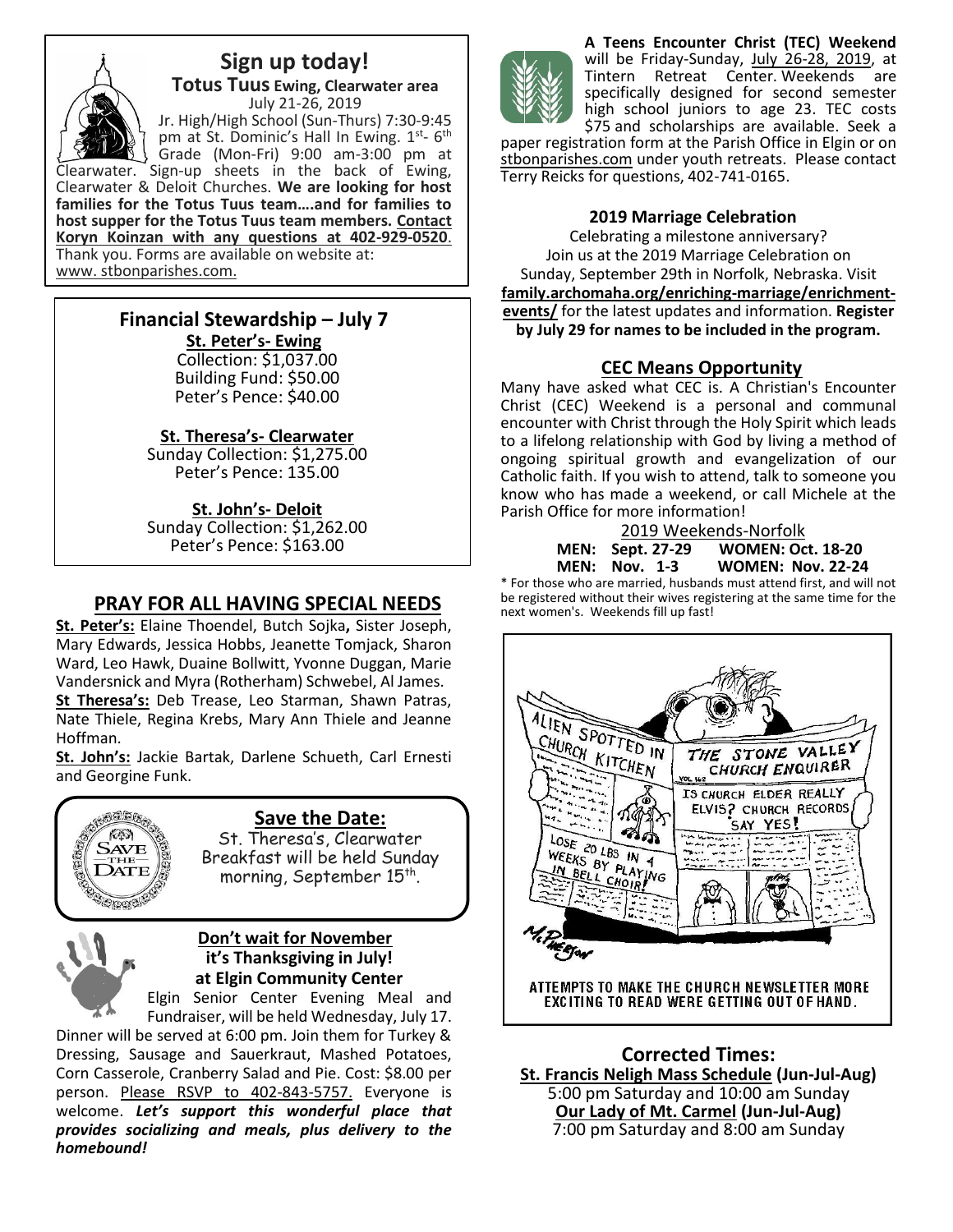## Sign up today!

**Totus Tuus Ewing, Clearwater area**

July 21-26, 2019

Jr. High/High School (Sun-Thurs) 7:30-9:45 pm at St. Dominic's Hall In Ewing. 1st- 6th Grade (Mon-Fri) 9:00 am-3:00 pm at Clearwater. Sign-up sheets in the back of Ewing, Clearwater & Deloit Churches. **We are looking for host families for the Totus Tuus team….and for families to host supper for the Totus Tuus team members. Contact Koryn Koinzan with any questions at 402-929-0520**. Thank you. Forms are available on website at: www. stbonparishes.com.

## Financial Stewardship – July 7

**St. Peter's- Ewing**

Collection: $1,037.00
Building Fund: $50.00
Peter's Pence: $40.00

**St. Theresa's- Clearwater**

Sunday Collection: $1,275.00
Peter's Pence: 135.00

**St. John's- Deloit**

Sunday Collection: $1,262.00
Peter's Pence: $163.00

## PRAY FOR ALL HAVING SPECIAL NEEDS

**St. Peter's:** Elaine Thoendel, Butch Sojka**,** Sister Joseph, Mary Edwards, Jessica Hobbs, Jeanette Tomjack, Sharon Ward, Leo Hawk, Duaine Bollwitt, Yvonne Duggan, Marie Vandersnick and Myra (Rotherham) Schwebel, Al James.

**St Theresa's:** Deb Trease, Leo Starman, Shawn Patras, Nate Thiele, Regina Krebs, Mary Ann Thiele and Jeanne Hoffman.

**St. John's:** Jackie Bartak, Darlene Schueth, Carl Ernesti and Georgine Funk.

## Save the Date:

St. Theresa's, Clearwater Breakfast will be held Sunday morning, September 15th.

**Don't wait for November it's Thanksgiving in July! at Elgin Community Center**

Elgin Senior Center Evening Meal and Fundraiser, will be held Wednesday, July 17. Dinner will be served at 6:00 pm. Join them for Turkey & Dressing, Sausage and Sauerkraut, Mashed Potatoes, Corn Casserole, Cranberry Salad and Pie. Cost: $8.00 per person. Please RSVP to 402-843-5757. Everyone is welcome. ***Let's support this wonderful place that provides socializing and meals, plus delivery to the homebound!***

**A Teens Encounter Christ (TEC) Weekend** will be Friday-Sunday, July 26-28, 2019, at Tintern Retreat Center. Weekends are specifically designed for second semester high school juniors to age 23. TEC costs $75 and scholarships are available. Seek a paper registration form at the Parish Office in Elgin or on stbonparishes.com under youth retreats. Please contact Terry Reicks for questions, 402-741-0165.

**2019 Marriage Celebration**

Celebrating a milestone anniversary? Join us at the 2019 Marriage Celebration on Sunday, September 29th in Norfolk, Nebraska. Visit **family.archomaha.org/enriching-marriage/enrichment-events/** for the latest updates and information. **Register by July 29 for names to be included in the program.**

## CEC Means Opportunity

Many have asked what CEC is. A Christian's Encounter Christ (CEC) Weekend is a personal and communal encounter with Christ through the Holy Spirit which leads to a lifelong relationship with God by living a method of ongoing spiritual growth and evangelization of our Catholic faith. If you wish to attend, talk to someone you know who has made a weekend, or call Michele at the Parish Office for more information!

2019 Weekends-Norfolk

**MEN: Sept. 27-29 WOMEN: Oct. 18-20**
**MEN: Nov. 1-3 WOMEN: Nov. 22-24**

* For those who are married, husbands must attend first, and will not be registered without their wives registering at the same time for the next women's. Weekends fill up fast!

ATTEMPTS TO MAKE THE CHURCH NEWSLETTER MORE EXCITING TO READ WERE GETTING OUT OF HAND.

## Corrected Times:

**St. Francis Neligh Mass Schedule (Jun-Jul-Aug)**
5:00 pm Saturday and 10:00 am Sunday

**Our Lady of Mt. Carmel (Jun-Jul-Aug)**
7:00 pm Saturday and 8:00 am Sunday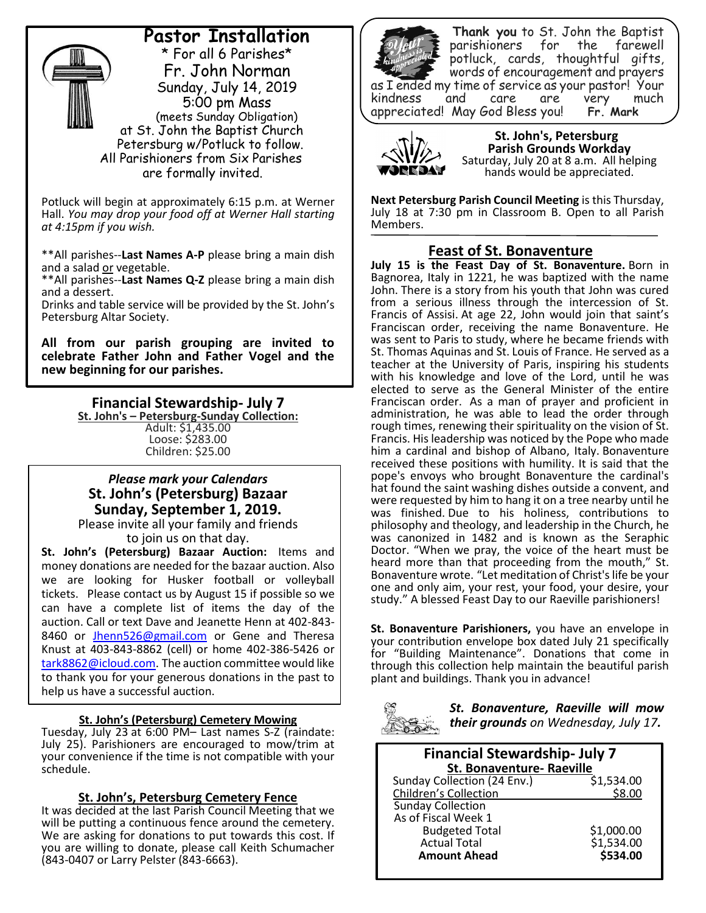# Pastor Installation

\* For all 6 Parishes\*

Fr. John Norman

Sunday, July 14, 2019

5:00 pm Mass

(meets Sunday Obligation)

at St. John the Baptist Church Petersburg w/Potluck to follow.

All Parishioners from Six Parishes are formally invited.

Potluck will begin at approximately 6:15 p.m. at Werner Hall. *You may drop your food off at Werner Hall starting at 4:15pm if you wish.*

\*\*All parishes--**Last Names A-P** please bring a main dish and a salad or vegetable.

\*\*All parishes--**Last Names Q-Z** please bring a main dish and a dessert.

Drinks and table service will be provided by the St. John's Petersburg Altar Society.

**All from our parish grouping are invited to celebrate Father John and Father Vogel and the new beginning for our parishes.**

## Financial Stewardship- July 7

**St. John's – Petersburg-Sunday Collection:**

Adult: $1,435.00

Loose: $283.00

Children: $25.00

***Please mark your Calendars***

## St. John's (Petersburg) Bazaar Sunday, September 1, 2019.

Please invite all your family and friends to join us on that day.

**St. John's (Petersburg) Bazaar Auction:** Items and money donations are needed for the bazaar auction. Also we are looking for Husker football or volleyball tickets. Please contact us by August 15 if possible so we can have a complete list of items the day of the auction. Call or text Dave and Jeanette Henn at 402-843-8460 or Jhenn526@gmail.com or Gene and Theresa Knust at 403-843-8862 (cell) or home 402-386-5426 or tark8862@icloud.com. The auction committee would like to thank you for your generous donations in the past to help us have a successful auction.

### St. John's (Petersburg) Cemetery Mowing

Tuesday, July 23 at 6:00 PM– Last names S-Z (raindate: July 25). Parishioners are encouraged to mow/trim at your convenience if the time is not compatible with your schedule.

### St. John's, Petersburg Cemetery Fence

It was decided at the last Parish Council Meeting that we will be putting a continuous fence around the cemetery. We are asking for donations to put towards this cost. If you are willing to donate, please call Keith Schumacher (843-0407 or Larry Pelster (843-6663).

**Thank you** to St. John the Baptist parishioners for the farewell potluck, cards, thoughtful gifts, words of encouragement and prayers as I ended my time of service as your pastor! Your kindness and care are very much appreciated! May God Bless you! **Fr. Mark**

**St. John's, Petersburg Parish Grounds Workday**

Saturday, July 20 at 8 a.m. All helping hands would be appreciated.

**Next Petersburg Parish Council Meeting** is this Thursday, July 18 at 7:30 pm in Classroom B. Open to all Parish Members.

## Feast of St. Bonaventure

**July 15 is the Feast Day of St. Bonaventure.** Born in Bagnorea, Italy in 1221, he was baptized with the name John. There is a story from his youth that John was cured from a serious illness through the intercession of St. Francis of Assisi. At age 22, John would join that saint's Franciscan order, receiving the name Bonaventure. He was sent to Paris to study, where he became friends with St. Thomas Aquinas and St. Louis of France. He served as a teacher at the University of Paris, inspiring his students with his knowledge and love of the Lord, until he was elected to serve as the General Minister of the entire Franciscan order. As a man of prayer and proficient in administration, he was able to lead the order through rough times, renewing their spirituality on the vision of St. Francis. His leadership was noticed by the Pope who made him a cardinal and bishop of Albano, Italy. Bonaventure received these positions with humility. It is said that the pope's envoys who brought Bonaventure the cardinal's hat found the saint washing dishes outside a convent, and were requested by him to hang it on a tree nearby until he was finished. Due to his holiness, contributions to philosophy and theology, and leadership in the Church, he was canonized in 1482 and is known as the Seraphic Doctor. "When we pray, the voice of the heart must be heard more than that proceeding from the mouth," St. Bonaventure wrote. "Let meditation of Christ's life be your one and only aim, your rest, your food, your desire, your study." A blessed Feast Day to our Raeville parishioners!

**St. Bonaventure Parishioners,** you have an envelope in your contribution envelope box dated July 21 specifically for "Building Maintenance". Donations that come in through this collection help maintain the beautiful parish plant and buildings. Thank you in advance!

***St. Bonaventure, Raeville will mow their grounds** on Wednesday, July 17.*

## Financial Stewardship- July 7

**St. Bonaventure- Raeville**

| | |
|---|---|
| Sunday Collection (24 Env.) | $1,534.00 |
| Children's Collection | $8.00 |
| Sunday Collection As of Fiscal Week 1 | |
| Budgeted Total | $1,000.00 |
| Actual Total | $1,534.00 |
| **Amount Ahead** | **$534.00** |